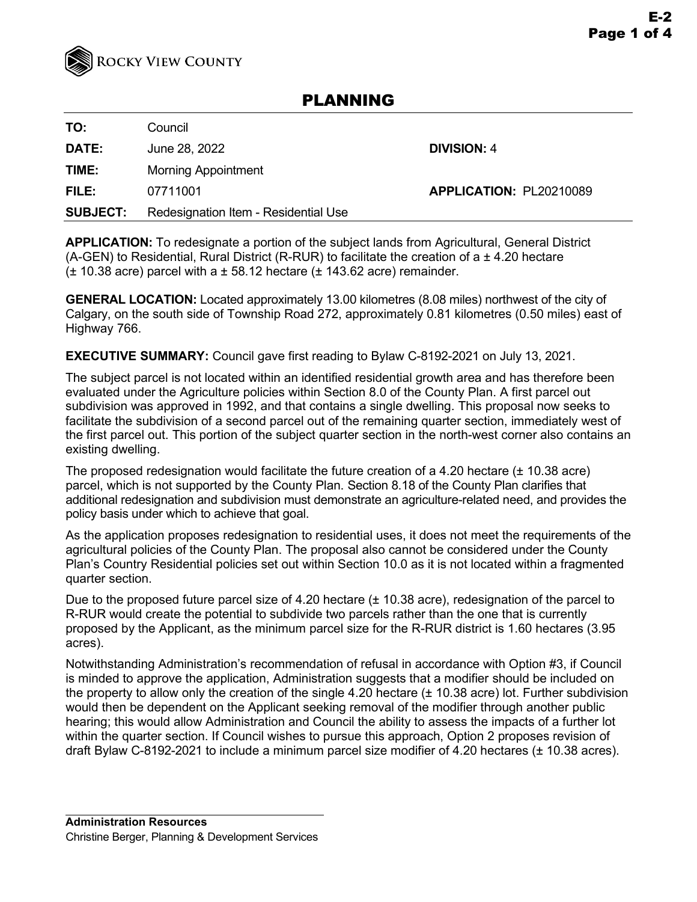ROCKY VIEW COUNTY

# PLANNING

| | | | |
|---|---|---|---|
| **TO:** | Council | | |
| **DATE:** | June 28, 2022 | **DIVISION:** 4 | |
| **TIME:** | Morning Appointment | | |
| **FILE:** | 07711001 | **APPLICATION:** PL20210089 | |
| **SUBJECT:** | Redesignation Item - Residential Use | | |

**APPLICATION:** To redesignate a portion of the subject lands from Agricultural, General District (A-GEN) to Residential, Rural District (R-RUR) to facilitate the creation of a ± 4.20 hectare (± 10.38 acre) parcel with a ± 58.12 hectare (± 143.62 acre) remainder.

**GENERAL LOCATION:** Located approximately 13.00 kilometres (8.08 miles) northwest of the city of Calgary, on the south side of Township Road 272, approximately 0.81 kilometres (0.50 miles) east of Highway 766.

**EXECUTIVE SUMMARY:** Council gave first reading to Bylaw C-8192-2021 on July 13, 2021.

The subject parcel is not located within an identified residential growth area and has therefore been evaluated under the Agriculture policies within Section 8.0 of the County Plan. A first parcel out subdivision was approved in 1992, and that contains a single dwelling. This proposal now seeks to facilitate the subdivision of a second parcel out of the remaining quarter section, immediately west of the first parcel out. This portion of the subject quarter section in the north-west corner also contains an existing dwelling.

The proposed redesignation would facilitate the future creation of a 4.20 hectare (± 10.38 acre) parcel, which is not supported by the County Plan. Section 8.18 of the County Plan clarifies that additional redesignation and subdivision must demonstrate an agriculture-related need, and provides the policy basis under which to achieve that goal.

As the application proposes redesignation to residential uses, it does not meet the requirements of the agricultural policies of the County Plan. The proposal also cannot be considered under the County Plan's Country Residential policies set out within Section 10.0 as it is not located within a fragmented quarter section.

Due to the proposed future parcel size of 4.20 hectare (± 10.38 acre), redesignation of the parcel to R-RUR would create the potential to subdivide two parcels rather than the one that is currently proposed by the Applicant, as the minimum parcel size for the R-RUR district is 1.60 hectares (3.95 acres).

Notwithstanding Administration's recommendation of refusal in accordance with Option #3, if Council is minded to approve the application, Administration suggests that a modifier should be included on the property to allow only the creation of the single 4.20 hectare (± 10.38 acre) lot. Further subdivision would then be dependent on the Applicant seeking removal of the modifier through another public hearing; this would allow Administration and Council the ability to assess the impacts of a further lot within the quarter section. If Council wishes to pursue this approach, Option 2 proposes revision of draft Bylaw C-8192-2021 to include a minimum parcel size modifier of 4.20 hectares (± 10.38 acres).

**Administration Resources**
Christine Berger, Planning & Development Services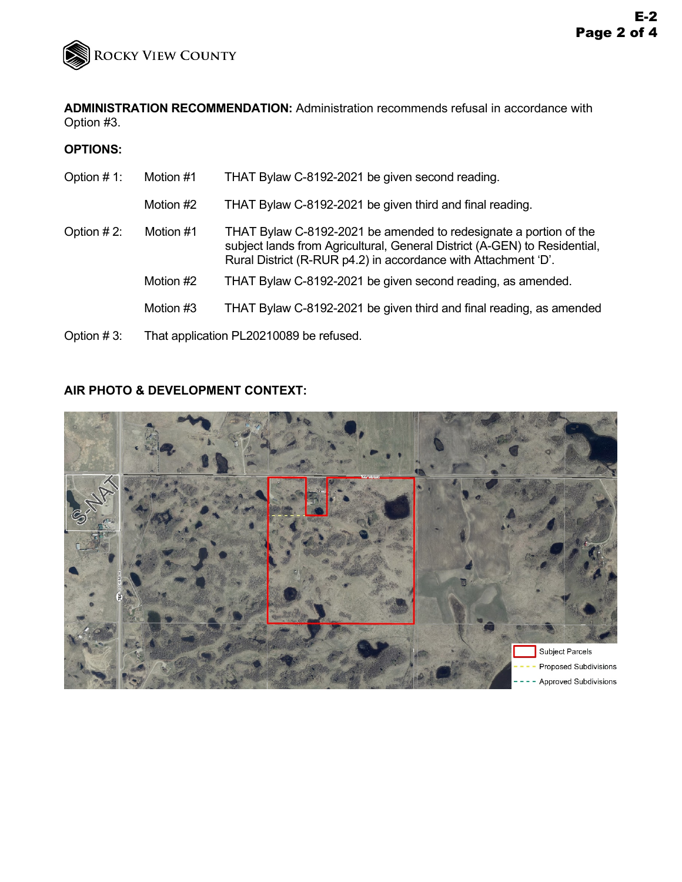**ADMINISTRATION RECOMMENDATION:** Administration recommends refusal in accordance with Option #3.

**OPTIONS:**

| | | |
|---|---|---|
| Option # 1: | Motion #1 | THAT Bylaw C-8192-2021 be given second reading. |
| | Motion #2 | THAT Bylaw C-8192-2021 be given third and final reading. |
| Option # 2: | Motion #1 | THAT Bylaw C-8192-2021 be amended to redesignate a portion of the subject lands from Agricultural, General District (A-GEN) to Residential, Rural District (R-RUR p4.2) in accordance with Attachment 'D'. |
| | Motion #2 | THAT Bylaw C-8192-2021 be given second reading, as amended. |
| | Motion #3 | THAT Bylaw C-8192-2021 be given third and final reading, as amended |
| Option # 3: | That application PL20210089 be refused. | |

**AIR PHOTO & DEVELOPMENT CONTEXT:**

S-NAT

Subject Parcels

Proposed Subdivisions

Approved Subdivisions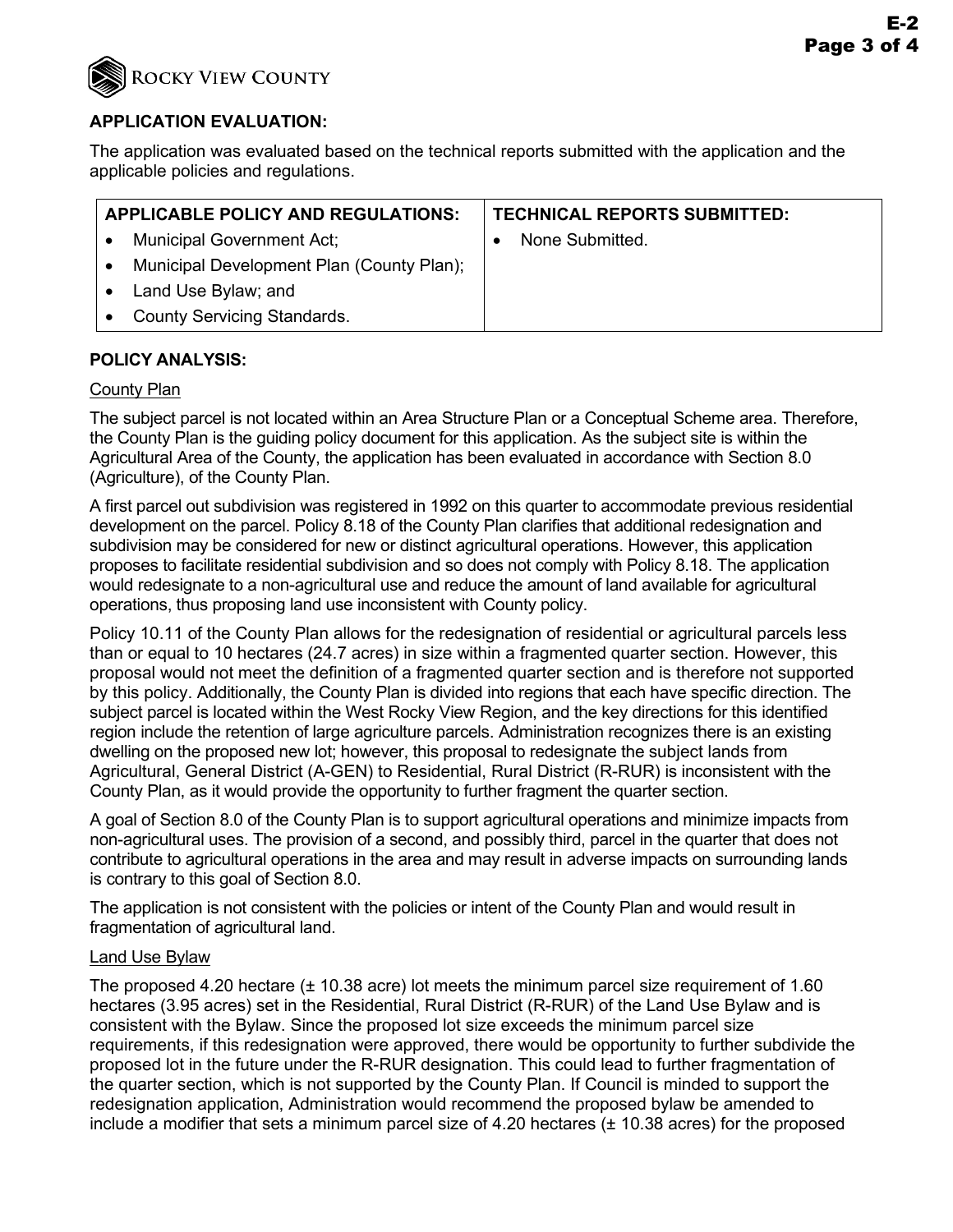## APPLICATION EVALUATION:

The application was evaluated based on the technical reports submitted with the application and the applicable policies and regulations.

| APPLICABLE POLICY AND REGULATIONS: | TECHNICAL REPORTS SUBMITTED: |
|---|---|
| • Municipal Government Act;<br>• Municipal Development Plan (County Plan);<br>• Land Use Bylaw; and<br>• County Servicing Standards. | • None Submitted. |

## POLICY ANALYSIS:

### County Plan

The subject parcel is not located within an Area Structure Plan or a Conceptual Scheme area. Therefore, the County Plan is the guiding policy document for this application. As the subject site is within the Agricultural Area of the County, the application has been evaluated in accordance with Section 8.0 (Agriculture), of the County Plan.

A first parcel out subdivision was registered in 1992 on this quarter to accommodate previous residential development on the parcel. Policy 8.18 of the County Plan clarifies that additional redesignation and subdivision may be considered for new or distinct agricultural operations. However, this application proposes to facilitate residential subdivision and so does not comply with Policy 8.18. The application would redesignate to a non-agricultural use and reduce the amount of land available for agricultural operations, thus proposing land use inconsistent with County policy.

Policy 10.11 of the County Plan allows for the redesignation of residential or agricultural parcels less than or equal to 10 hectares (24.7 acres) in size within a fragmented quarter section. However, this proposal would not meet the definition of a fragmented quarter section and is therefore not supported by this policy. Additionally, the County Plan is divided into regions that each have specific direction. The subject parcel is located within the West Rocky View Region, and the key directions for this identified region include the retention of large agriculture parcels. Administration recognizes there is an existing dwelling on the proposed new lot; however, this proposal to redesignate the subject lands from Agricultural, General District (A-GEN) to Residential, Rural District (R-RUR) is inconsistent with the County Plan, as it would provide the opportunity to further fragment the quarter section.

A goal of Section 8.0 of the County Plan is to support agricultural operations and minimize impacts from non-agricultural uses. The provision of a second, and possibly third, parcel in the quarter that does not contribute to agricultural operations in the area and may result in adverse impacts on surrounding lands is contrary to this goal of Section 8.0.

The application is not consistent with the policies or intent of the County Plan and would result in fragmentation of agricultural land.

### Land Use Bylaw

The proposed 4.20 hectare (± 10.38 acre) lot meets the minimum parcel size requirement of 1.60 hectares (3.95 acres) set in the Residential, Rural District (R-RUR) of the Land Use Bylaw and is consistent with the Bylaw. Since the proposed lot size exceeds the minimum parcel size requirements, if this redesignation were approved, there would be opportunity to further subdivide the proposed lot in the future under the R-RUR designation. This could lead to further fragmentation of the quarter section, which is not supported by the County Plan. If Council is minded to support the redesignation application, Administration would recommend the proposed bylaw be amended to include a modifier that sets a minimum parcel size of 4.20 hectares (± 10.38 acres) for the proposed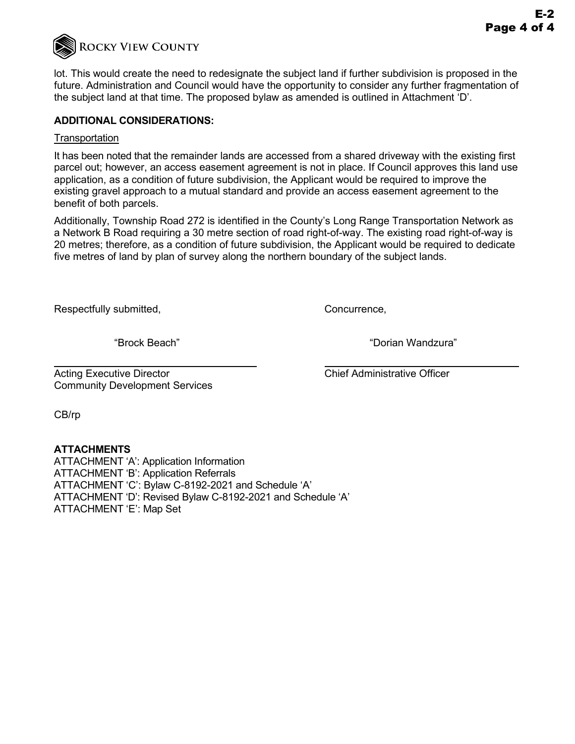lot. This would create the need to redesignate the subject land if further subdivision is proposed in the future. Administration and Council would have the opportunity to consider any further fragmentation of the subject land at that time. The proposed bylaw as amended is outlined in Attachment ‘D’.

**ADDITIONAL CONSIDERATIONS:**

Transportation

It has been noted that the remainder lands are accessed from a shared driveway with the existing first parcel out; however, an access easement agreement is not in place. If Council approves this land use application, as a condition of future subdivision, the Applicant would be required to improve the existing gravel approach to a mutual standard and provide an access easement agreement to the benefit of both parcels.

Additionally, Township Road 272 is identified in the County’s Long Range Transportation Network as a Network B Road requiring a 30 metre section of road right-of-way. The existing road right-of-way is 20 metres; therefore, as a condition of future subdivision, the Applicant would be required to dedicate five metres of land by plan of survey along the northern boundary of the subject lands.

Respectfully submitted,

“Brock Beach”

Acting Executive Director
Community Development Services

Concurrence,

“Dorian Wandzura”

Chief Administrative Officer

CB/rp

**ATTACHMENTS**

ATTACHMENT ‘A’: Application Information
ATTACHMENT ‘B’: Application Referrals
ATTACHMENT ‘C’: Bylaw C-8192-2021 and Schedule ‘A’
ATTACHMENT ‘D’: Revised Bylaw C-8192-2021 and Schedule ‘A’
ATTACHMENT ‘E’: Map Set